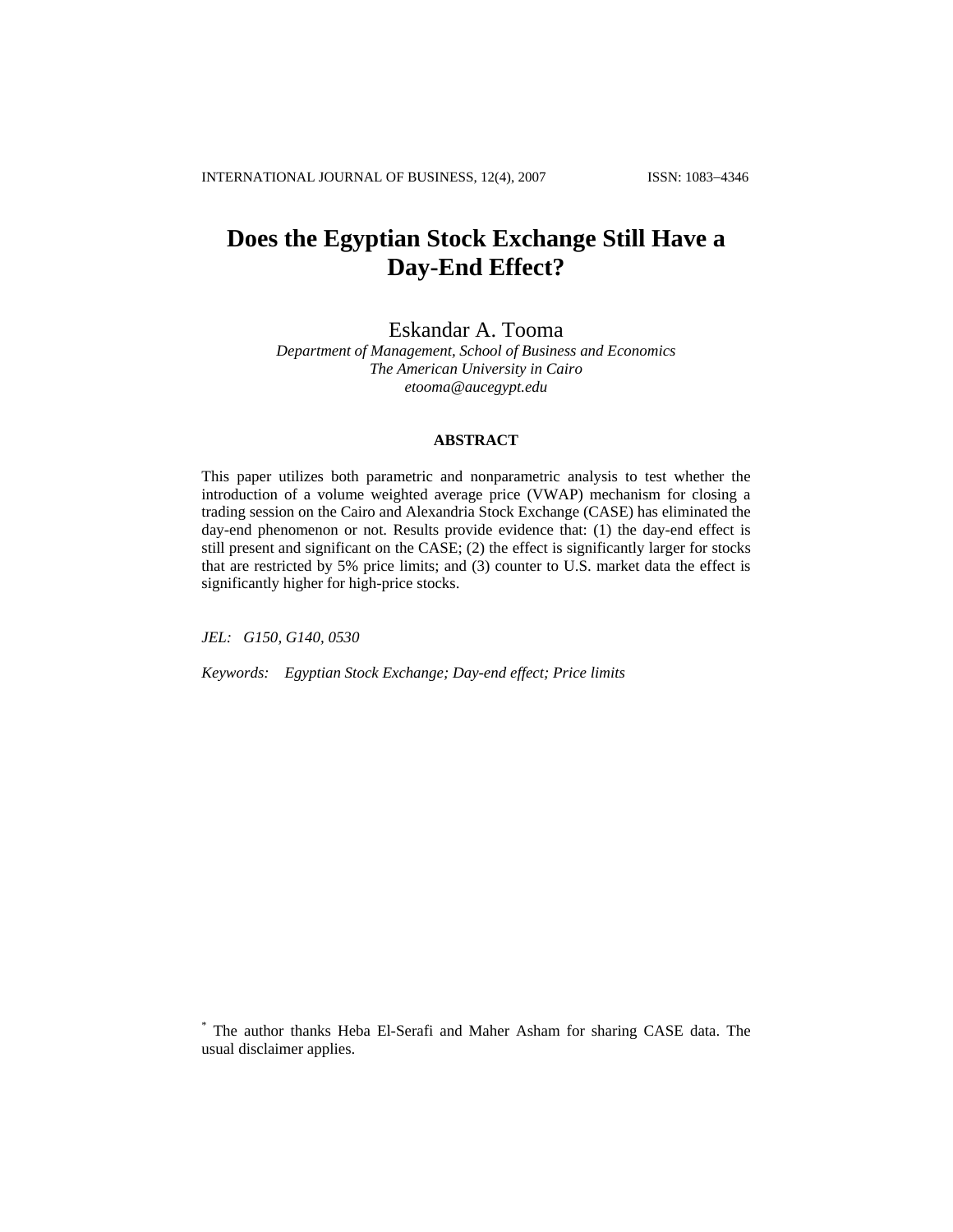# Does the Egyptian Stock Exchange Still Have a Day-End Effect?

Eskandar A. Tooma

*Department of Management, School of Business and Economics*
*The American University in Cairo*
*etooma@aucegypt.edu*

### ABSTRACT

This paper utilizes both parametric and nonparametric analysis to test whether the introduction of a volume weighted average price (VWAP) mechanism for closing a trading session on the Cairo and Alexandria Stock Exchange (CASE) has eliminated the day-end phenomenon or not. Results provide evidence that: (1) the day-end effect is still present and significant on the CASE; (2) the effect is significantly larger for stocks that are restricted by 5% price limits; and (3) counter to U.S. market data the effect is significantly higher for high-price stocks.

*JEL: G150, G140, 0530*

*Keywords: Egyptian Stock Exchange; Day-end effect; Price limits*

[*] The author thanks Heba El-Serafi and Maher Asham for sharing CASE data. The usual disclaimer applies.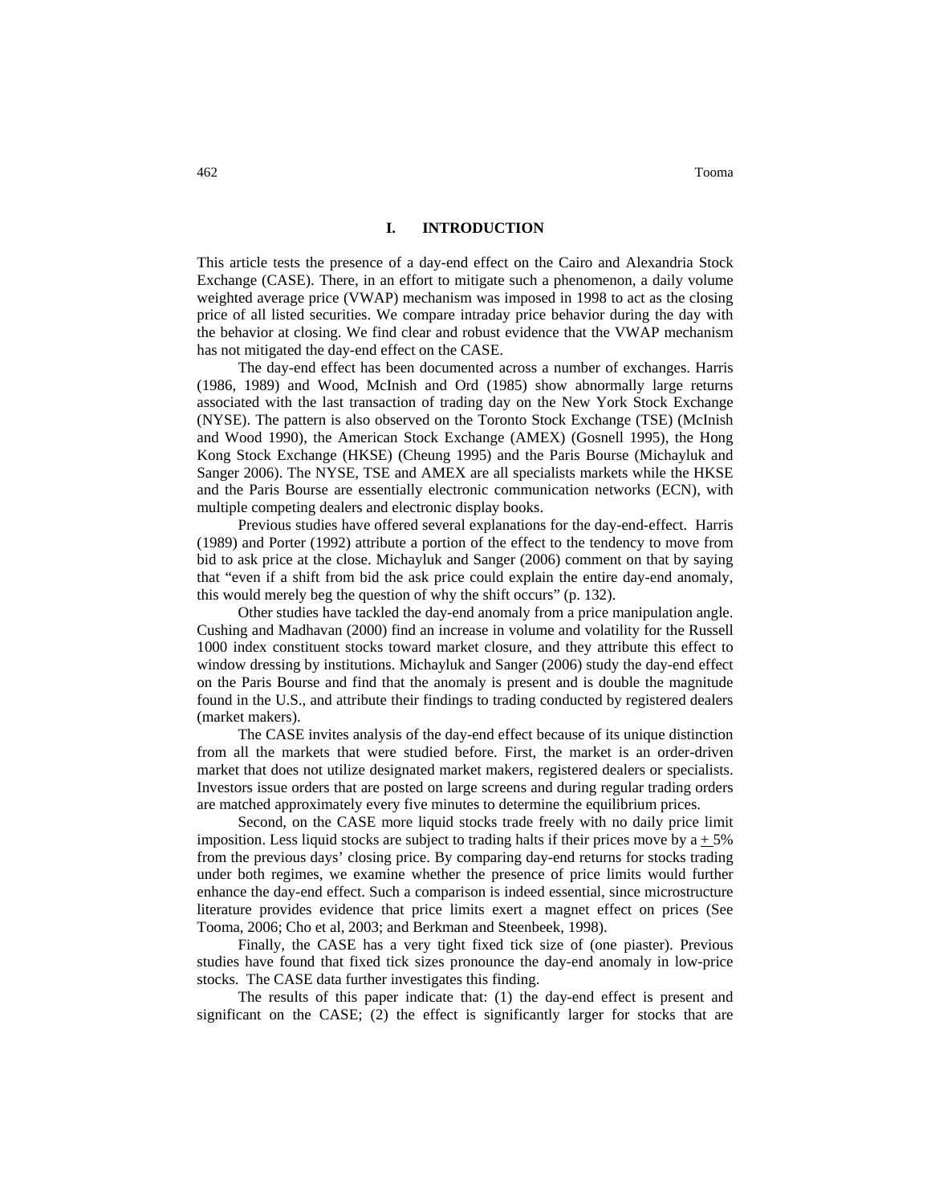## I. INTRODUCTION

This article tests the presence of a day-end effect on the Cairo and Alexandria Stock Exchange (CASE). There, in an effort to mitigate such a phenomenon, a daily volume weighted average price (VWAP) mechanism was imposed in 1998 to act as the closing price of all listed securities. We compare intraday price behavior during the day with the behavior at closing. We find clear and robust evidence that the VWAP mechanism has not mitigated the day-end effect on the CASE.

The day-end effect has been documented across a number of exchanges. Harris (1986, 1989) and Wood, McInish and Ord (1985) show abnormally large returns associated with the last transaction of trading day on the New York Stock Exchange (NYSE). The pattern is also observed on the Toronto Stock Exchange (TSE) (McInish and Wood 1990), the American Stock Exchange (AMEX) (Gosnell 1995), the Hong Kong Stock Exchange (HKSE) (Cheung 1995) and the Paris Bourse (Michayluk and Sanger 2006). The NYSE, TSE and AMEX are all specialists markets while the HKSE and the Paris Bourse are essentially electronic communication networks (ECN), with multiple competing dealers and electronic display books.

Previous studies have offered several explanations for the day-end-effect. Harris (1989) and Porter (1992) attribute a portion of the effect to the tendency to move from bid to ask price at the close. Michayluk and Sanger (2006) comment on that by saying that "even if a shift from bid the ask price could explain the entire day-end anomaly, this would merely beg the question of why the shift occurs" (p. 132).

Other studies have tackled the day-end anomaly from a price manipulation angle. Cushing and Madhavan (2000) find an increase in volume and volatility for the Russell 1000 index constituent stocks toward market closure, and they attribute this effect to window dressing by institutions. Michayluk and Sanger (2006) study the day-end effect on the Paris Bourse and find that the anomaly is present and is double the magnitude found in the U.S., and attribute their findings to trading conducted by registered dealers (market makers).

The CASE invites analysis of the day-end effect because of its unique distinction from all the markets that were studied before. First, the market is an order-driven market that does not utilize designated market makers, registered dealers or specialists. Investors issue orders that are posted on large screens and during regular trading orders are matched approximately every five minutes to determine the equilibrium prices.

Second, on the CASE more liquid stocks trade freely with no daily price limit imposition. Less liquid stocks are subject to trading halts if their prices move by a ± 5% from the previous days' closing price. By comparing day-end returns for stocks trading under both regimes, we examine whether the presence of price limits would further enhance the day-end effect. Such a comparison is indeed essential, since microstructure literature provides evidence that price limits exert a magnet effect on prices (See Tooma, 2006; Cho et al, 2003; and Berkman and Steenbeek, 1998).

Finally, the CASE has a very tight fixed tick size of (one piaster). Previous studies have found that fixed tick sizes pronounce the day-end anomaly in low-price stocks. The CASE data further investigates this finding.

The results of this paper indicate that: (1) the day-end effect is present and significant on the CASE; (2) the effect is significantly larger for stocks that are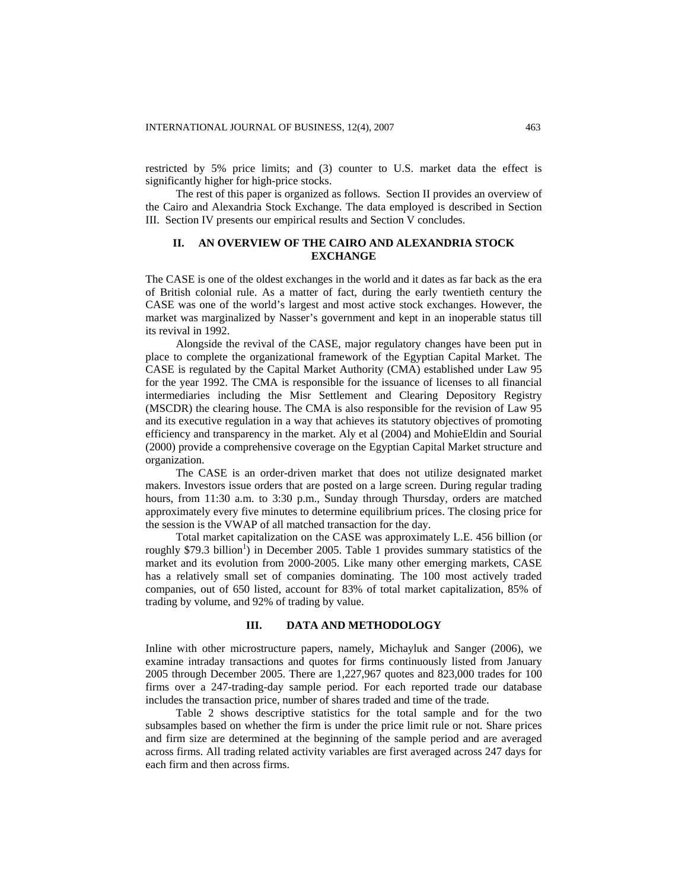restricted by 5% price limits; and (3) counter to U.S. market data the effect is significantly higher for high-price stocks.

The rest of this paper is organized as follows. Section II provides an overview of the Cairo and Alexandria Stock Exchange. The data employed is described in Section III. Section IV presents our empirical results and Section V concludes.

## II. AN OVERVIEW OF THE CAIRO AND ALEXANDRIA STOCK EXCHANGE

The CASE is one of the oldest exchanges in the world and it dates as far back as the era of British colonial rule. As a matter of fact, during the early twentieth century the CASE was one of the world's largest and most active stock exchanges. However, the market was marginalized by Nasser's government and kept in an inoperable status till its revival in 1992.

Alongside the revival of the CASE, major regulatory changes have been put in place to complete the organizational framework of the Egyptian Capital Market. The CASE is regulated by the Capital Market Authority (CMA) established under Law 95 for the year 1992. The CMA is responsible for the issuance of licenses to all financial intermediaries including the Misr Settlement and Clearing Depository Registry (MSCDR) the clearing house. The CMA is also responsible for the revision of Law 95 and its executive regulation in a way that achieves its statutory objectives of promoting efficiency and transparency in the market. Aly et al (2004) and MohieEldin and Sourial (2000) provide a comprehensive coverage on the Egyptian Capital Market structure and organization.

The CASE is an order-driven market that does not utilize designated market makers. Investors issue orders that are posted on a large screen. During regular trading hours, from 11:30 a.m. to 3:30 p.m., Sunday through Thursday, orders are matched approximately every five minutes to determine equilibrium prices. The closing price for the session is the VWAP of all matched transaction for the day.

Total market capitalization on the CASE was approximately L.E. 456 billion (or roughly $79.3 billion[1]) in December 2005. Table 1 provides summary statistics of the market and its evolution from 2000-2005. Like many other emerging markets, CASE has a relatively small set of companies dominating. The 100 most actively traded companies, out of 650 listed, account for 83% of total market capitalization, 85% of trading by volume, and 92% of trading by value.

## III. DATA AND METHODOLOGY

Inline with other microstructure papers, namely, Michayluk and Sanger (2006), we examine intraday transactions and quotes for firms continuously listed from January 2005 through December 2005. There are 1,227,967 quotes and 823,000 trades for 100 firms over a 247-trading-day sample period. For each reported trade our database includes the transaction price, number of shares traded and time of the trade.

Table 2 shows descriptive statistics for the total sample and for the two subsamples based on whether the firm is under the price limit rule or not. Share prices and firm size are determined at the beginning of the sample period and are averaged across firms. All trading related activity variables are first averaged across 247 days for each firm and then across firms.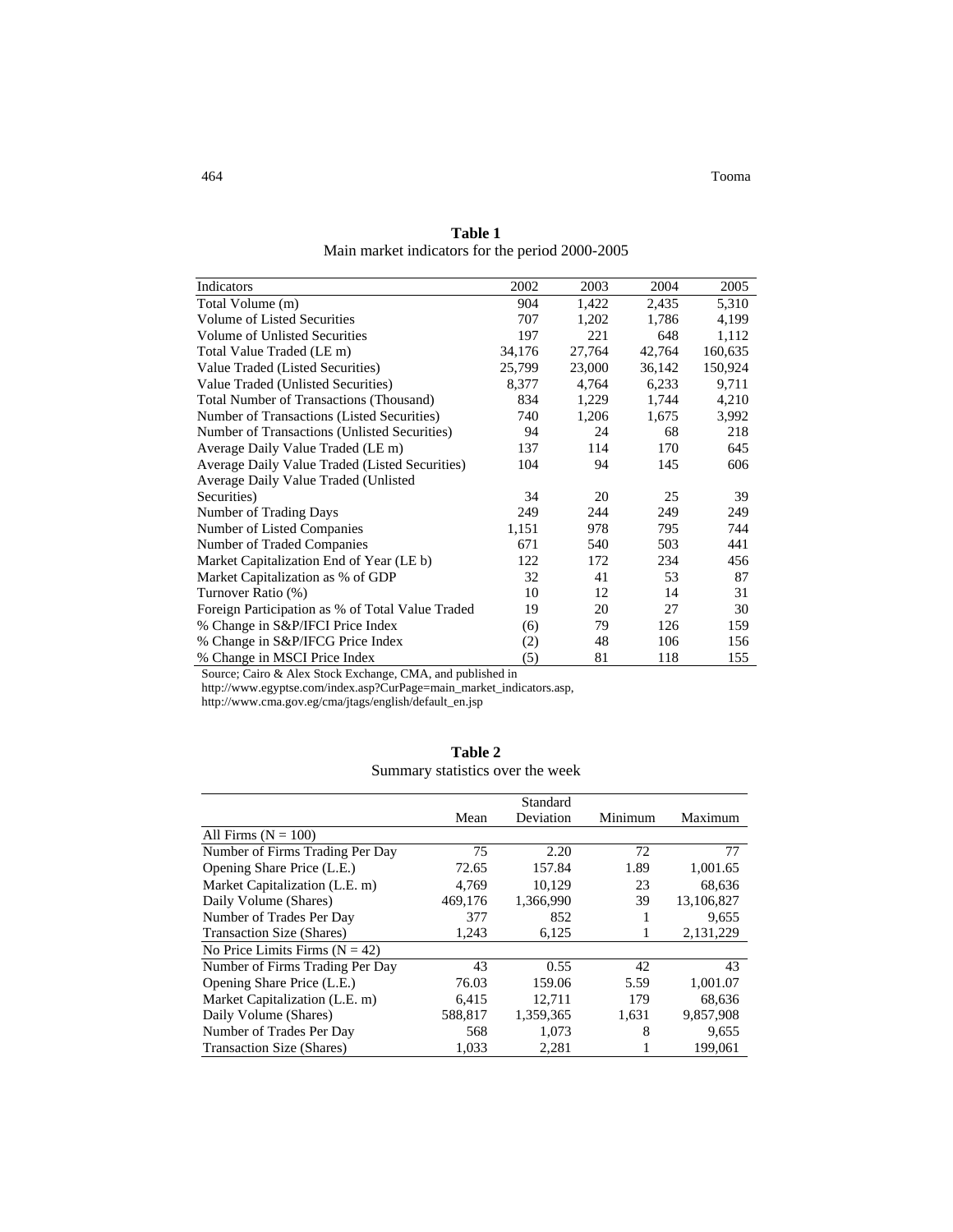**Table 1**
Main market indicators for the period 2000-2005

| Indicators | 2002 | 2003 | 2004 | 2005 |
|---|---|---|---|---|
| Total Volume (m) | 904 | 1,422 | 2,435 | 5,310 |
| Volume of Listed Securities | 707 | 1,202 | 1,786 | 4,199 |
| Volume of Unlisted Securities | 197 | 221 | 648 | 1,112 |
| Total Value Traded (LE m) | 34,176 | 27,764 | 42,764 | 160,635 |
| Value Traded (Listed Securities) | 25,799 | 23,000 | 36,142 | 150,924 |
| Value Traded (Unlisted Securities) | 8,377 | 4,764 | 6,233 | 9,711 |
| Total Number of Transactions (Thousand) | 834 | 1,229 | 1,744 | 4,210 |
| Number of Transactions (Listed Securities) | 740 | 1,206 | 1,675 | 3,992 |
| Number of Transactions (Unlisted Securities) | 94 | 24 | 68 | 218 |
| Average Daily Value Traded (LE m) | 137 | 114 | 170 | 645 |
| Average Daily Value Traded (Listed Securities) | 104 | 94 | 145 | 606 |
| Average Daily Value Traded (Unlisted Securities) | 34 | 20 | 25 | 39 |
| Number of Trading Days | 249 | 244 | 249 | 249 |
| Number of Listed Companies | 1,151 | 978 | 795 | 744 |
| Number of Traded Companies | 671 | 540 | 503 | 441 |
| Market Capitalization End of Year (LE b) | 122 | 172 | 234 | 456 |
| Market Capitalization as % of GDP | 32 | 41 | 53 | 87 |
| Turnover Ratio (%) | 10 | 12 | 14 | 31 |
| Foreign Participation as % of Total Value Traded | 19 | 20 | 27 | 30 |
| % Change in S&P/IFCI Price Index | (6) | 79 | 126 | 159 |
| % Change in S&P/IFCG Price Index | (2) | 48 | 106 | 156 |
| % Change in MSCI Price Index | (5) | 81 | 118 | 155 |

Source; Cairo & Alex Stock Exchange, CMA, and published in
http://www.egyptse.com/index.asp?CurPage=main_market_indicators.asp,
http://www.cma.gov.eg/cma/jtags/english/default_en.jsp

**Table 2**
Summary statistics over the week

| | Mean | Standard Deviation | Minimum | Maximum |
|---|---|---|---|---|
| All Firms (N = 100) | | | | |
| Number of Firms Trading Per Day | 75 | 2.20 | 72 | 77 |
| Opening Share Price (L.E.) | 72.65 | 157.84 | 1.89 | 1,001.65 |
| Market Capitalization (L.E. m) | 4,769 | 10,129 | 23 | 68,636 |
| Daily Volume (Shares) | 469,176 | 1,366,990 | 39 | 13,106,827 |
| Number of Trades Per Day | 377 | 852 | 1 | 9,655 |
| Transaction Size (Shares) | 1,243 | 6,125 | 1 | 2,131,229 |
| No Price Limits Firms (N = 42) | | | | |
| Number of Firms Trading Per Day | 43 | 0.55 | 42 | 43 |
| Opening Share Price (L.E.) | 76.03 | 159.06 | 5.59 | 1,001.07 |
| Market Capitalization (L.E. m) | 6,415 | 12,711 | 179 | 68,636 |
| Daily Volume (Shares) | 588,817 | 1,359,365 | 1,631 | 9,857,908 |
| Number of Trades Per Day | 568 | 1,073 | 8 | 9,655 |
| Transaction Size (Shares) | 1,033 | 2,281 | 1 | 199,061 |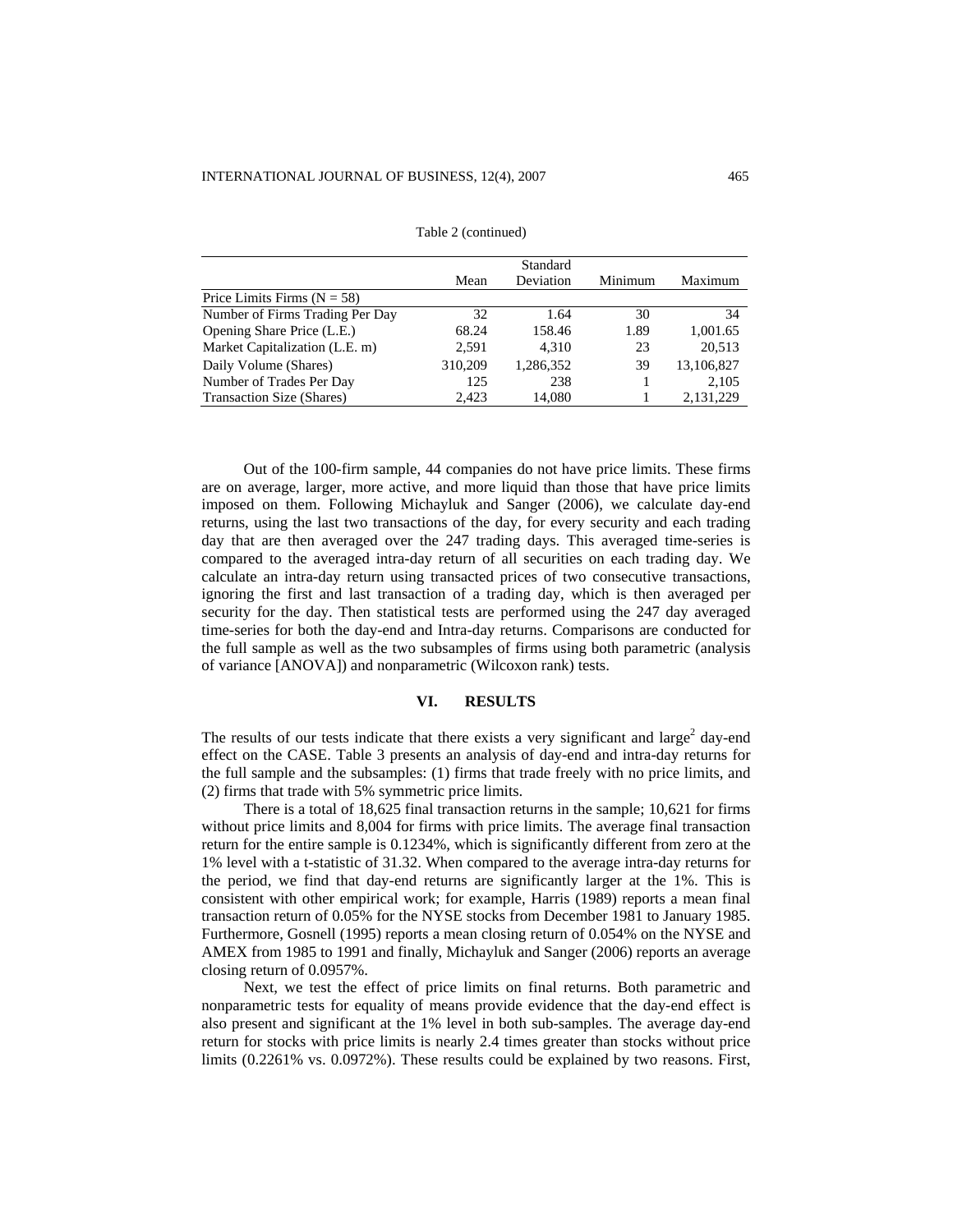Table 2 (continued)

| | Mean | Standard Deviation | Minimum | Maximum |
|---|---|---|---|---|
| Price Limits Firms (N = 58) | | | | |
| Number of Firms Trading Per Day | 32 | 1.64 | 30 | 34 |
| Opening Share Price (L.E.) | 68.24 | 158.46 | 1.89 | 1,001.65 |
| Market Capitalization (L.E. m) | 2,591 | 4,310 | 23 | 20,513 |
| Daily Volume (Shares) | 310,209 | 1,286,352 | 39 | 13,106,827 |
| Number of Trades Per Day | 125 | 238 | 1 | 2,105 |
| Transaction Size (Shares) | 2,423 | 14,080 | 1 | 2,131,229 |

Out of the 100-firm sample, 44 companies do not have price limits. These firms are on average, larger, more active, and more liquid than those that have price limits imposed on them. Following Michayluk and Sanger (2006), we calculate day-end returns, using the last two transactions of the day, for every security and each trading day that are then averaged over the 247 trading days. This averaged time-series is compared to the averaged intra-day return of all securities on each trading day. We calculate an intra-day return using transacted prices of two consecutive transactions, ignoring the first and last transaction of a trading day, which is then averaged per security for the day. Then statistical tests are performed using the 247 day averaged time-series for both the day-end and Intra-day returns. Comparisons are conducted for the full sample as well as the two subsamples of firms using both parametric (analysis of variance [ANOVA]) and nonparametric (Wilcoxon rank) tests.

## VI. RESULTS

The results of our tests indicate that there exists a very significant and large[2] day-end effect on the CASE. Table 3 presents an analysis of day-end and intra-day returns for the full sample and the subsamples: (1) firms that trade freely with no price limits, and (2) firms that trade with 5% symmetric price limits.

There is a total of 18,625 final transaction returns in the sample; 10,621 for firms without price limits and 8,004 for firms with price limits. The average final transaction return for the entire sample is 0.1234%, which is significantly different from zero at the 1% level with a t-statistic of 31.32. When compared to the average intra-day returns for the period, we find that day-end returns are significantly larger at the 1%. This is consistent with other empirical work; for example, Harris (1989) reports a mean final transaction return of 0.05% for the NYSE stocks from December 1981 to January 1985. Furthermore, Gosnell (1995) reports a mean closing return of 0.054% on the NYSE and AMEX from 1985 to 1991 and finally, Michayluk and Sanger (2006) reports an average closing return of 0.0957%.

Next, we test the effect of price limits on final returns. Both parametric and nonparametric tests for equality of means provide evidence that the day-end effect is also present and significant at the 1% level in both sub-samples. The average day-end return for stocks with price limits is nearly 2.4 times greater than stocks without price limits (0.2261% vs. 0.0972%). These results could be explained by two reasons. First,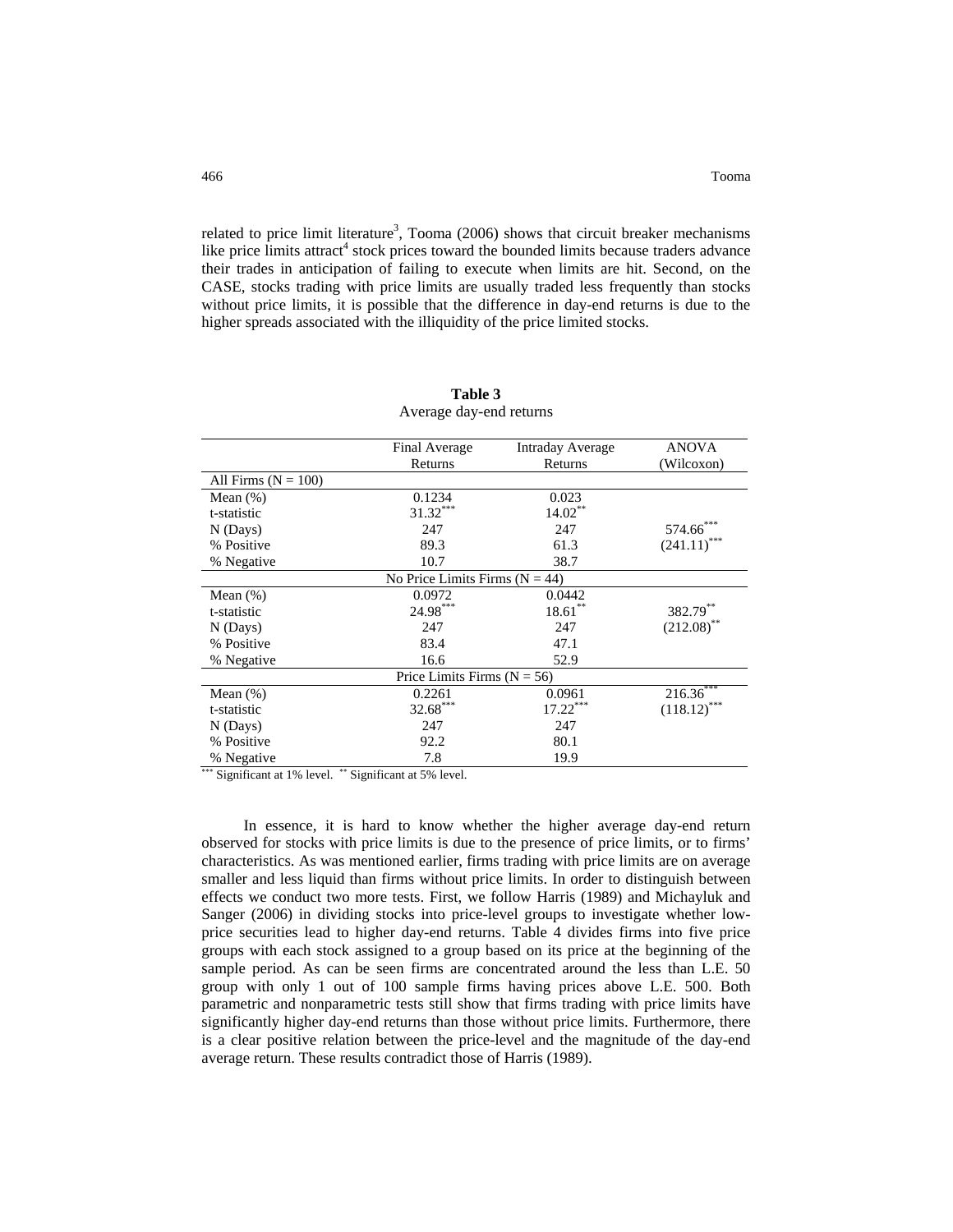related to price limit literature[3], Tooma (2006) shows that circuit breaker mechanisms like price limits attract[4] stock prices toward the bounded limits because traders advance their trades in anticipation of failing to execute when limits are hit. Second, on the CASE, stocks trading with price limits are usually traded less frequently than stocks without price limits, it is possible that the difference in day-end returns is due to the higher spreads associated with the illiquidity of the price limited stocks.

**Table 3**
Average day-end returns

| | Final Average Returns | Intraday Average Returns | ANOVA (Wilcoxon) |
|---|---|---|---|
| All Firms (N = 100) | | | |
| Mean (%) | 0.1234 | 0.023 | |
| t-statistic | 31.32*** | 14.02** | |
| N (Days) | 247 | 247 | 574.66*** |
| % Positive | 89.3 | 61.3 | (241.11)*** |
| % Negative | 10.7 | 38.7 | |
| No Price Limits Firms (N = 44) | | | |
| Mean (%) | 0.0972 | 0.0442 | |
| t-statistic | 24.98*** | 18.61** | 382.79** |
| N (Days) | 247 | 247 | (212.08)** |
| % Positive | 83.4 | 47.1 | |
| % Negative | 16.6 | 52.9 | |
| Price Limits Firms (N = 56) | | | |
| Mean (%) | 0.2261 | 0.0961 | 216.36*** |
| t-statistic | 32.68*** | 17.22*** | (118.12)*** |
| N (Days) | 247 | 247 | |
| % Positive | 92.2 | 80.1 | |
| % Negative | 7.8 | 19.9 | |

*** Significant at 1% level. ** Significant at 5% level.

In essence, it is hard to know whether the higher average day-end return observed for stocks with price limits is due to the presence of price limits, or to firms' characteristics. As was mentioned earlier, firms trading with price limits are on average smaller and less liquid than firms without price limits. In order to distinguish between effects we conduct two more tests. First, we follow Harris (1989) and Michayluk and Sanger (2006) in dividing stocks into price-level groups to investigate whether low-price securities lead to higher day-end returns. Table 4 divides firms into five price groups with each stock assigned to a group based on its price at the beginning of the sample period. As can be seen firms are concentrated around the less than L.E. 50 group with only 1 out of 100 sample firms having prices above L.E. 500. Both parametric and nonparametric tests still show that firms trading with price limits have significantly higher day-end returns than those without price limits. Furthermore, there is a clear positive relation between the price-level and the magnitude of the day-end average return. These results contradict those of Harris (1989).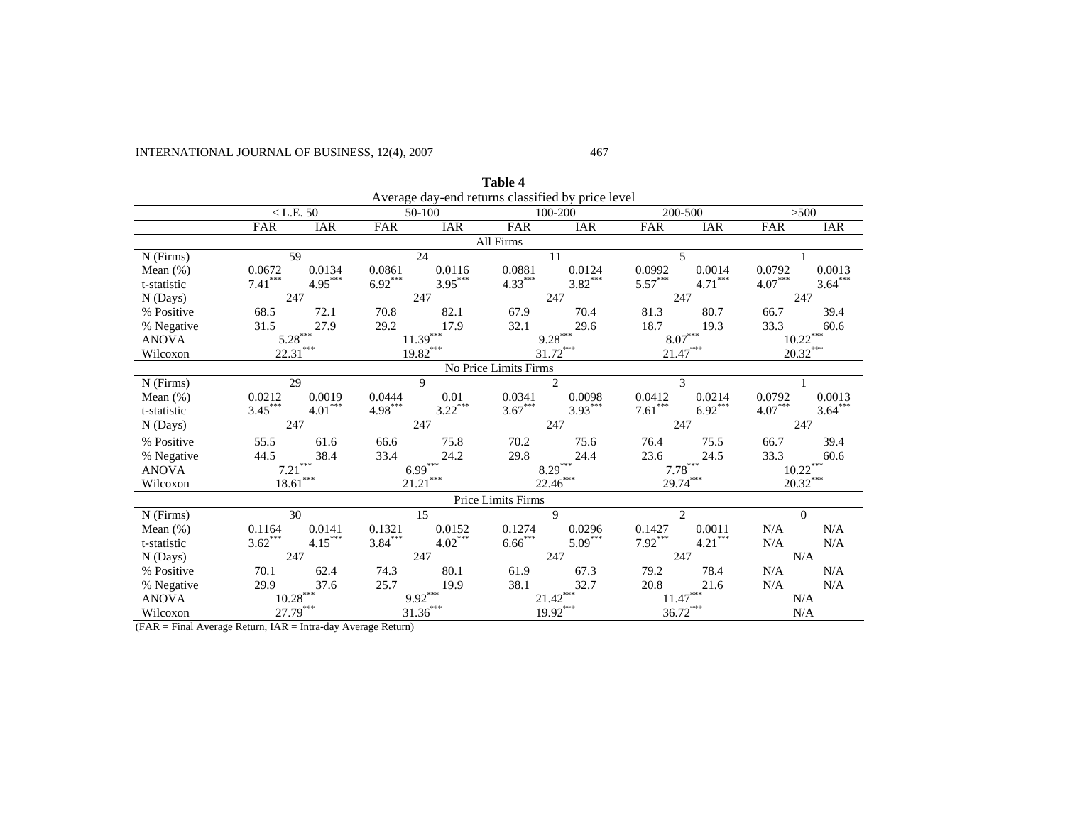**Table 4**

Average day-end returns classified by price level

| | < L.E. 50 | | 50-100 | | 100-200 | | 200-500 | | >500 | |
|---|---|---|---|---|---|---|---|---|---|---|
| | FAR | IAR | FAR | IAR | FAR | IAR | FAR | IAR | FAR | IAR |
| **All Firms** | | | | | | | | | | |
| N (Firms) | 59 | | 24 | | 11 | | 5 | | 1 | |
| Mean (%) | 0.0672 | 0.0134 | 0.0861 | 0.0116 | 0.0881 | 0.0124 | 0.0992 | 0.0014 | 0.0792 | 0.0013 |
| t-statistic | 7.41*** | 4.95*** | 6.92*** | 3.95*** | 4.33*** | 3.82*** | 5.57*** | 4.71*** | 4.07*** | 3.64*** |
| N (Days) | 247 | | 247 | | 247 | | 247 | | 247 | |
| % Positive | 68.5 | 72.1 | 70.8 | 82.1 | 67.9 | 70.4 | 81.3 | 80.7 | 66.7 | 39.4 |
| % Negative | 31.5 | 27.9 | 29.2 | 17.9 | 32.1 | 29.6 | 18.7 | 19.3 | 33.3 | 60.6 |
| ANOVA | 5.28*** | | 11.39*** | | 9.28*** | | 8.07*** | | 10.22*** | |
| Wilcoxon | 22.31*** | | 19.82*** | | 31.72*** | | 21.47*** | | 20.32*** | |
| **No Price Limits Firms** | | | | | | | | | | |
| N (Firms) | 29 | | 9 | | 2 | | 3 | | 1 | |
| Mean (%) | 0.0212 | 0.0019 | 0.0444 | 0.01 | 0.0341 | 0.0098 | 0.0412 | 0.0214 | 0.0792 | 0.0013 |
| t-statistic | 3.45*** | 4.01*** | 4.98*** | 3.22*** | 3.67*** | 3.93*** | 7.61*** | 6.92*** | 4.07*** | 3.64*** |
| N (Days) | 247 | | 247 | | 247 | | 247 | | 247 | |
| % Positive | 55.5 | 61.6 | 66.6 | 75.8 | 70.2 | 75.6 | 76.4 | 75.5 | 66.7 | 39.4 |
| % Negative | 44.5 | 38.4 | 33.4 | 24.2 | 29.8 | 24.4 | 23.6 | 24.5 | 33.3 | 60.6 |
| ANOVA | 7.21*** | | 6.99*** | | 8.29*** | | 7.78*** | | 10.22*** | |
| Wilcoxon | 18.61*** | | 21.21*** | | 22.46*** | | 29.74*** | | 20.32*** | |
| **Price Limits Firms** | | | | | | | | | | |
| N (Firms) | 30 | | 15 | | 9 | | 2 | | 0 | |
| Mean (%) | 0.1164 | 0.0141 | 0.1321 | 0.0152 | 0.1274 | 0.0296 | 0.1427 | 0.0011 | N/A | N/A |
| t-statistic | 3.62*** | 4.15*** | 3.84*** | 4.02*** | 6.66*** | 5.09*** | 7.92*** | 4.21*** | N/A | N/A |
| N (Days) | 247 | | 247 | | 247 | | 247 | | N/A | |
| % Positive | 70.1 | 62.4 | 74.3 | 80.1 | 61.9 | 67.3 | 79.2 | 78.4 | N/A | N/A |
| % Negative | 29.9 | 37.6 | 25.7 | 19.9 | 38.1 | 32.7 | 20.8 | 21.6 | N/A | N/A |
| ANOVA | 10.28*** | | 9.92*** | | 21.42*** | | 11.47*** | | N/A | |
| Wilcoxon | 27.79*** | | 31.36*** | | 19.92*** | | 36.72*** | | N/A | |

(FAR = Final Average Return, IAR = Intra-day Average Return)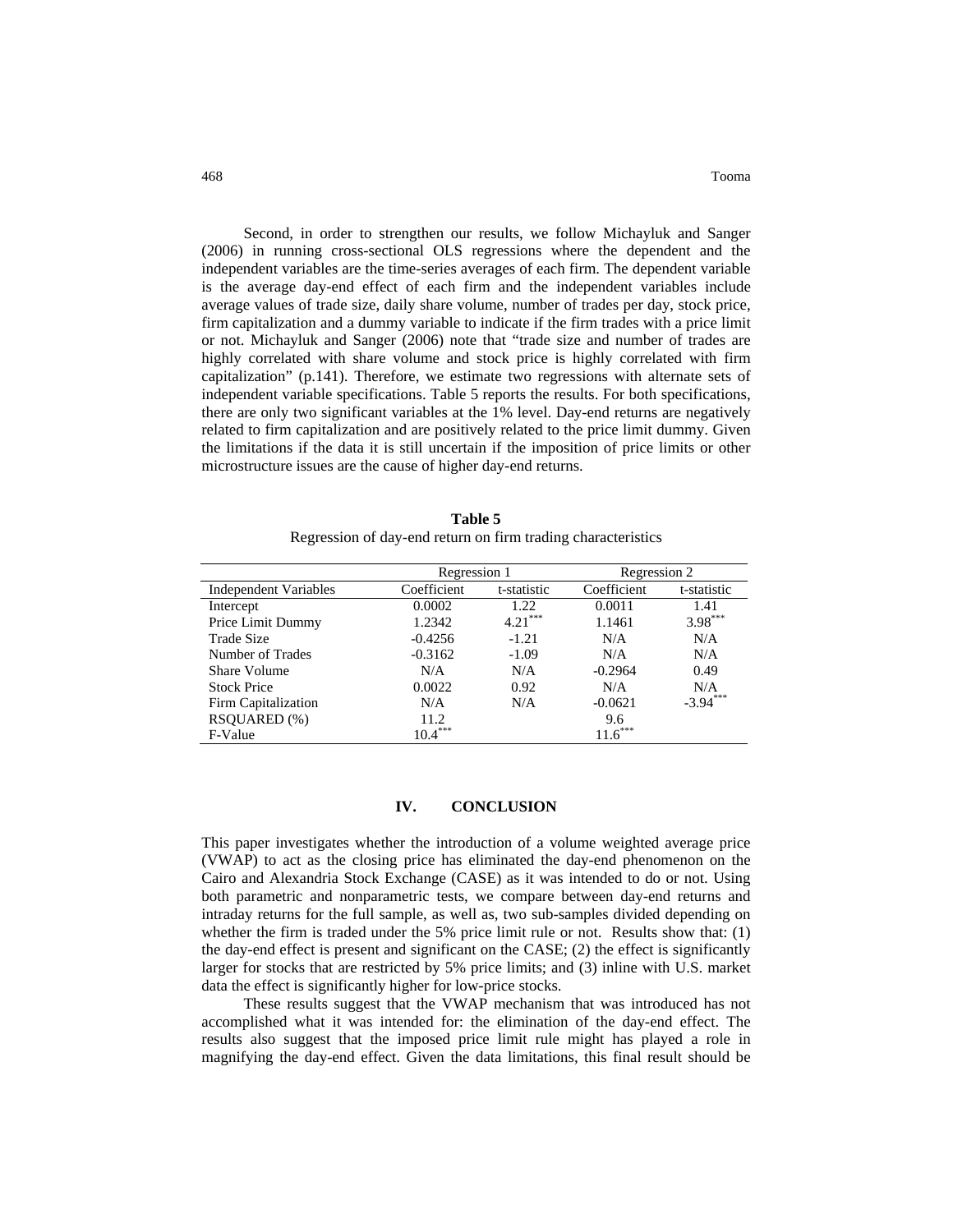Second, in order to strengthen our results, we follow Michayluk and Sanger (2006) in running cross-sectional OLS regressions where the dependent and the independent variables are the time-series averages of each firm. The dependent variable is the average day-end effect of each firm and the independent variables include average values of trade size, daily share volume, number of trades per day, stock price, firm capitalization and a dummy variable to indicate if the firm trades with a price limit or not. Michayluk and Sanger (2006) note that "trade size and number of trades are highly correlated with share volume and stock price is highly correlated with firm capitalization" (p.141). Therefore, we estimate two regressions with alternate sets of independent variable specifications. Table 5 reports the results. For both specifications, there are only two significant variables at the 1% level. Day-end returns are negatively related to firm capitalization and are positively related to the price limit dummy. Given the limitations if the data it is still uncertain if the imposition of price limits or other microstructure issues are the cause of higher day-end returns.

**Table 5**

Regression of day-end return on firm trading characteristics

| | Regression 1 | | Regression 2 | |
|---|---|---|---|---|
| Independent Variables | Coefficient | t-statistic | Coefficient | t-statistic |
| Intercept | 0.0002 | 1.22 | 0.0011 | 1.41 |
| Price Limit Dummy | 1.2342 | 4.21*** | 1.1461 | 3.98*** |
| Trade Size | -0.4256 | -1.21 | N/A | N/A |
| Number of Trades | -0.3162 | -1.09 | N/A | N/A |
| Share Volume | N/A | N/A | -0.2964 | 0.49 |
| Stock Price | 0.0022 | 0.92 | N/A | N/A |
| Firm Capitalization | N/A | N/A | -0.0621 | -3.94*** |
| RSQUARED (%) | 11.2 | | 9.6 | |
| F-Value | 10.4*** | | 11.6*** | |

## IV. CONCLUSION

This paper investigates whether the introduction of a volume weighted average price (VWAP) to act as the closing price has eliminated the day-end phenomenon on the Cairo and Alexandria Stock Exchange (CASE) as it was intended to do or not. Using both parametric and nonparametric tests, we compare between day-end returns and intraday returns for the full sample, as well as, two sub-samples divided depending on whether the firm is traded under the 5% price limit rule or not. Results show that: (1) the day-end effect is present and significant on the CASE; (2) the effect is significantly larger for stocks that are restricted by 5% price limits; and (3) inline with U.S. market data the effect is significantly higher for low-price stocks.

These results suggest that the VWAP mechanism that was introduced has not accomplished what it was intended for: the elimination of the day-end effect. The results also suggest that the imposed price limit rule might has played a role in magnifying the day-end effect. Given the data limitations, this final result should be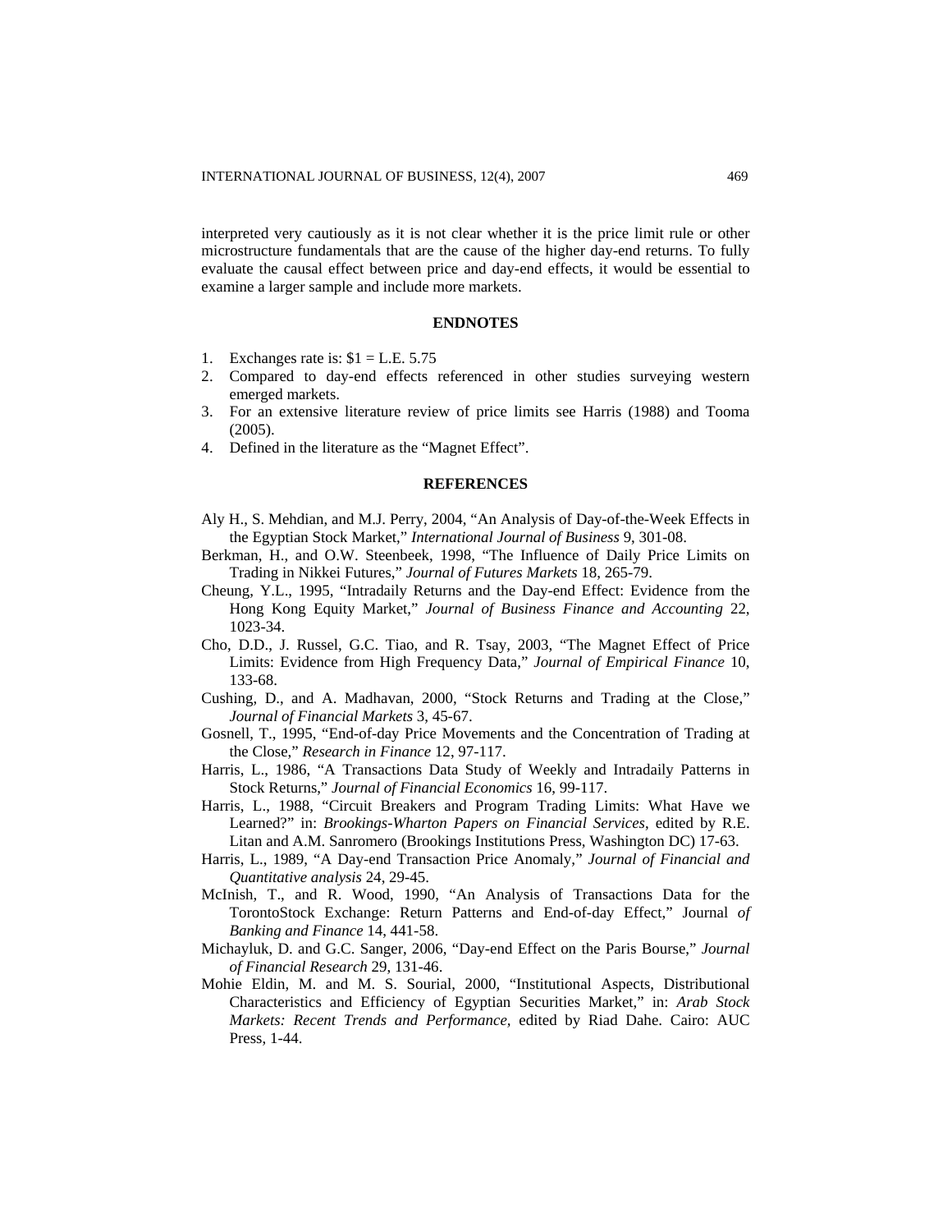interpreted very cautiously as it is not clear whether it is the price limit rule or other microstructure fundamentals that are the cause of the higher day-end returns. To fully evaluate the causal effect between price and day-end effects, it would be essential to examine a larger sample and include more markets.

## ENDNOTES

1. Exchanges rate is: $1 = L.E. 5.75
2. Compared to day-end effects referenced in other studies surveying western emerged markets.
3. For an extensive literature review of price limits see Harris (1988) and Tooma (2005).
4. Defined in the literature as the "Magnet Effect".

## REFERENCES

Aly H., S. Mehdian, and M.J. Perry, 2004, "An Analysis of Day-of-the-Week Effects in the Egyptian Stock Market," *International Journal of Business* 9, 301-08.

Berkman, H., and O.W. Steenbeek, 1998, "The Influence of Daily Price Limits on Trading in Nikkei Futures," *Journal of Futures Markets* 18, 265-79.

Cheung, Y.L., 1995, "Intradaily Returns and the Day-end Effect: Evidence from the Hong Kong Equity Market," *Journal of Business Finance and Accounting* 22, 1023-34.

Cho, D.D., J. Russel, G.C. Tiao, and R. Tsay, 2003, "The Magnet Effect of Price Limits: Evidence from High Frequency Data," *Journal of Empirical Finance* 10, 133-68.

Cushing, D., and A. Madhavan, 2000, "Stock Returns and Trading at the Close," *Journal of Financial Markets* 3, 45-67.

Gosnell, T., 1995, "End-of-day Price Movements and the Concentration of Trading at the Close," *Research in Finance* 12, 97-117.

Harris, L., 1986, "A Transactions Data Study of Weekly and Intradaily Patterns in Stock Returns," *Journal of Financial Economics* 16, 99-117.

Harris, L., 1988, "Circuit Breakers and Program Trading Limits: What Have we Learned?" in: *Brookings-Wharton Papers on Financial Services*, edited by R.E. Litan and A.M. Sanromero (Brookings Institutions Press, Washington DC) 17-63.

Harris, L., 1989, "A Day-end Transaction Price Anomaly," *Journal of Financial and Quantitative analysis* 24, 29-45.

McInish, T., and R. Wood, 1990, "An Analysis of Transactions Data for the TorontoStock Exchange: Return Patterns and End-of-day Effect," Journal *of Banking and Finance* 14, 441-58.

Michayluk, D. and G.C. Sanger, 2006, "Day-end Effect on the Paris Bourse," *Journal of Financial Research* 29, 131-46.

Mohie Eldin, M. and M. S. Sourial, 2000, "Institutional Aspects, Distributional Characteristics and Efficiency of Egyptian Securities Market," in: *Arab Stock Markets: Recent Trends and Performance,* edited by Riad Dahe. Cairo: AUC Press, 1-44.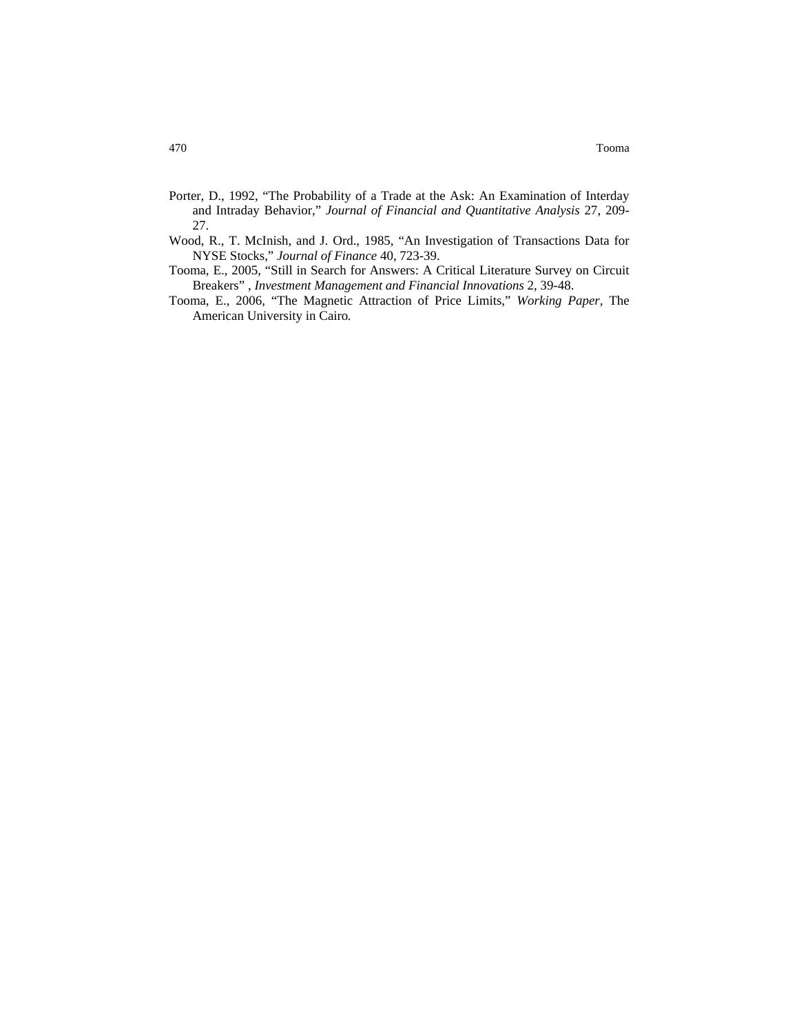Porter, D., 1992, "The Probability of a Trade at the Ask: An Examination of Interday and Intraday Behavior," *Journal of Financial and Quantitative Analysis* 27, 209-27.

Wood, R., T. McInish, and J. Ord., 1985, "An Investigation of Transactions Data for NYSE Stocks," *Journal of Finance* 40, 723-39.

Tooma, E., 2005, "Still in Search for Answers: A Critical Literature Survey on Circuit Breakers" , *Investment Management and Financial Innovations* 2, 39-48.

Tooma, E., 2006, "The Magnetic Attraction of Price Limits," *Working Paper*, The American University in Cairo.